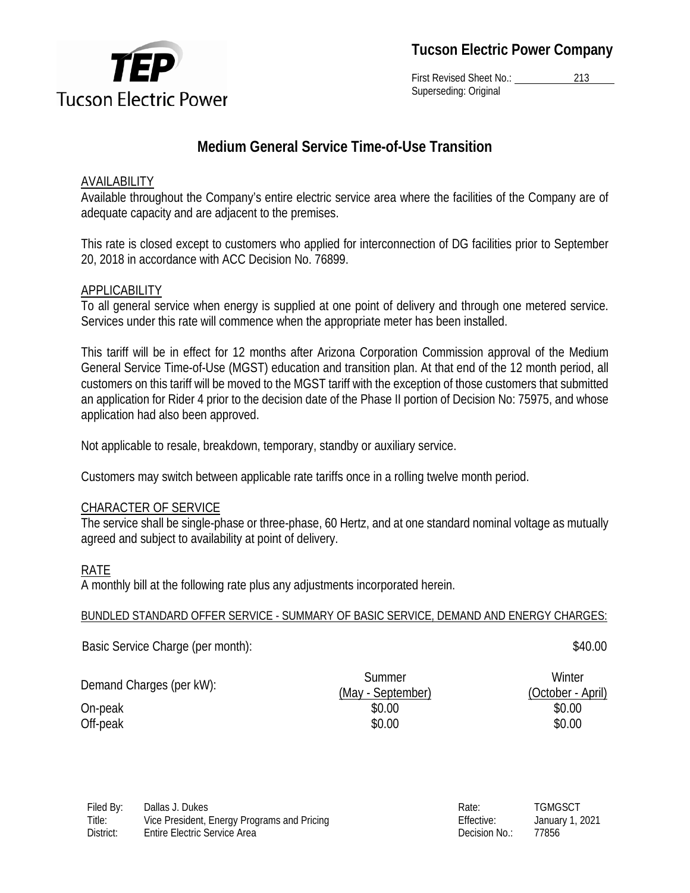**Tucson Electric Power Company**

First Revised Sheet No.: 213
Superseding: Original

# Medium General Service Time-of-Use Transition

## AVAILABILITY

Available throughout the Company's entire electric service area where the facilities of the Company are of adequate capacity and are adjacent to the premises.

This rate is closed except to customers who applied for interconnection of DG facilities prior to September 20, 2018 in accordance with ACC Decision No. 76899.

## APPLICABILITY

To all general service when energy is supplied at one point of delivery and through one metered service. Services under this rate will commence when the appropriate meter has been installed.

This tariff will be in effect for 12 months after Arizona Corporation Commission approval of the Medium General Service Time-of-Use (MGST) education and transition plan. At that end of the 12 month period, all customers on this tariff will be moved to the MGST tariff with the exception of those customers that submitted an application for Rider 4 prior to the decision date of the Phase II portion of Decision No: 75975, and whose application had also been approved.

Not applicable to resale, breakdown, temporary, standby or auxiliary service.

Customers may switch between applicable rate tariffs once in a rolling twelve month period.

## CHARACTER OF SERVICE

The service shall be single-phase or three-phase, 60 Hertz, and at one standard nominal voltage as mutually agreed and subject to availability at point of delivery.

## RATE

A monthly bill at the following rate plus any adjustments incorporated herein.

BUNDLED STANDARD OFFER SERVICE - SUMMARY OF BASIC SERVICE, DEMAND AND ENERGY CHARGES:

Basic Service Charge (per month): $40.00

| Demand Charges (per kW): | Summer (May - September) | Winter (October - April) |
|---|---|---|
| On-peak | $0.00 | $0.00 |
| Off-peak | $0.00 | $0.00 |

Filed By: Dallas J. Dukes
Title: Vice President, Energy Programs and Pricing
District: Entire Electric Service Area

Rate: TGMGSCT
Effective: January 1, 2021
Decision No.: 77856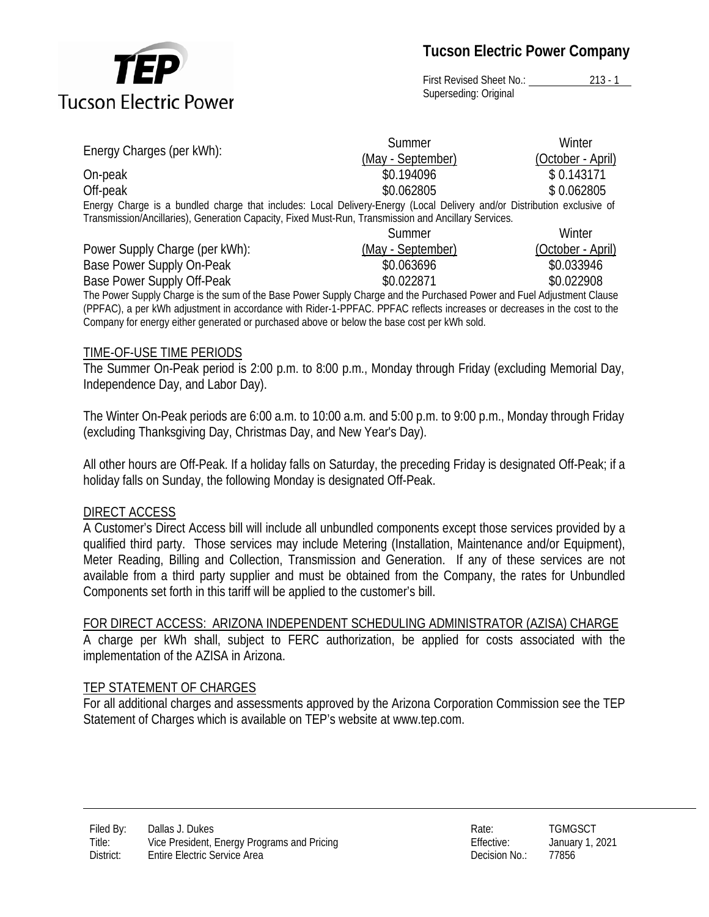| Energy Charges (per kWh): | Summer (May - September) | Winter (October - April) |
|---|---|---|
| On-peak | $0.194096 | $ 0.143171 |
| Off-peak | $0.062805 | $ 0.062805 |

Energy Charge is a bundled charge that includes: Local Delivery-Energy (Local Delivery and/or Distribution exclusive of Transmission/Ancillaries), Generation Capacity, Fixed Must-Run, Transmission and Ancillary Services.

| Power Supply Charge (per kWh): | Summer (May - September) | Winter (October - April) |
|---|---|---|
| Base Power Supply On-Peak | $0.063696 | $0.033946 |
| Base Power Supply Off-Peak | $0.022871 | $0.022908 |

The Power Supply Charge is the sum of the Base Power Supply Charge and the Purchased Power and Fuel Adjustment Clause (PPFAC), a per kWh adjustment in accordance with Rider-1-PPFAC. PPFAC reflects increases or decreases in the cost to the Company for energy either generated or purchased above or below the base cost per kWh sold.

## TIME-OF-USE TIME PERIODS

The Summer On-Peak period is 2:00 p.m. to 8:00 p.m., Monday through Friday (excluding Memorial Day, Independence Day, and Labor Day).

The Winter On-Peak periods are 6:00 a.m. to 10:00 a.m. and 5:00 p.m. to 9:00 p.m., Monday through Friday (excluding Thanksgiving Day, Christmas Day, and New Year's Day).

All other hours are Off-Peak. If a holiday falls on Saturday, the preceding Friday is designated Off-Peak; if a holiday falls on Sunday, the following Monday is designated Off-Peak.

## DIRECT ACCESS

A Customer's Direct Access bill will include all unbundled components except those services provided by a qualified third party. Those services may include Metering (Installation, Maintenance and/or Equipment), Meter Reading, Billing and Collection, Transmission and Generation. If any of these services are not available from a third party supplier and must be obtained from the Company, the rates for Unbundled Components set forth in this tariff will be applied to the customer's bill.

## FOR DIRECT ACCESS: ARIZONA INDEPENDENT SCHEDULING ADMINISTRATOR (AZISA) CHARGE

A charge per kWh shall, subject to FERC authorization, be applied for costs associated with the implementation of the AZISA in Arizona.

## TEP STATEMENT OF CHARGES

For all additional charges and assessments approved by the Arizona Corporation Commission see the TEP Statement of Charges which is available on TEP's website at www.tep.com.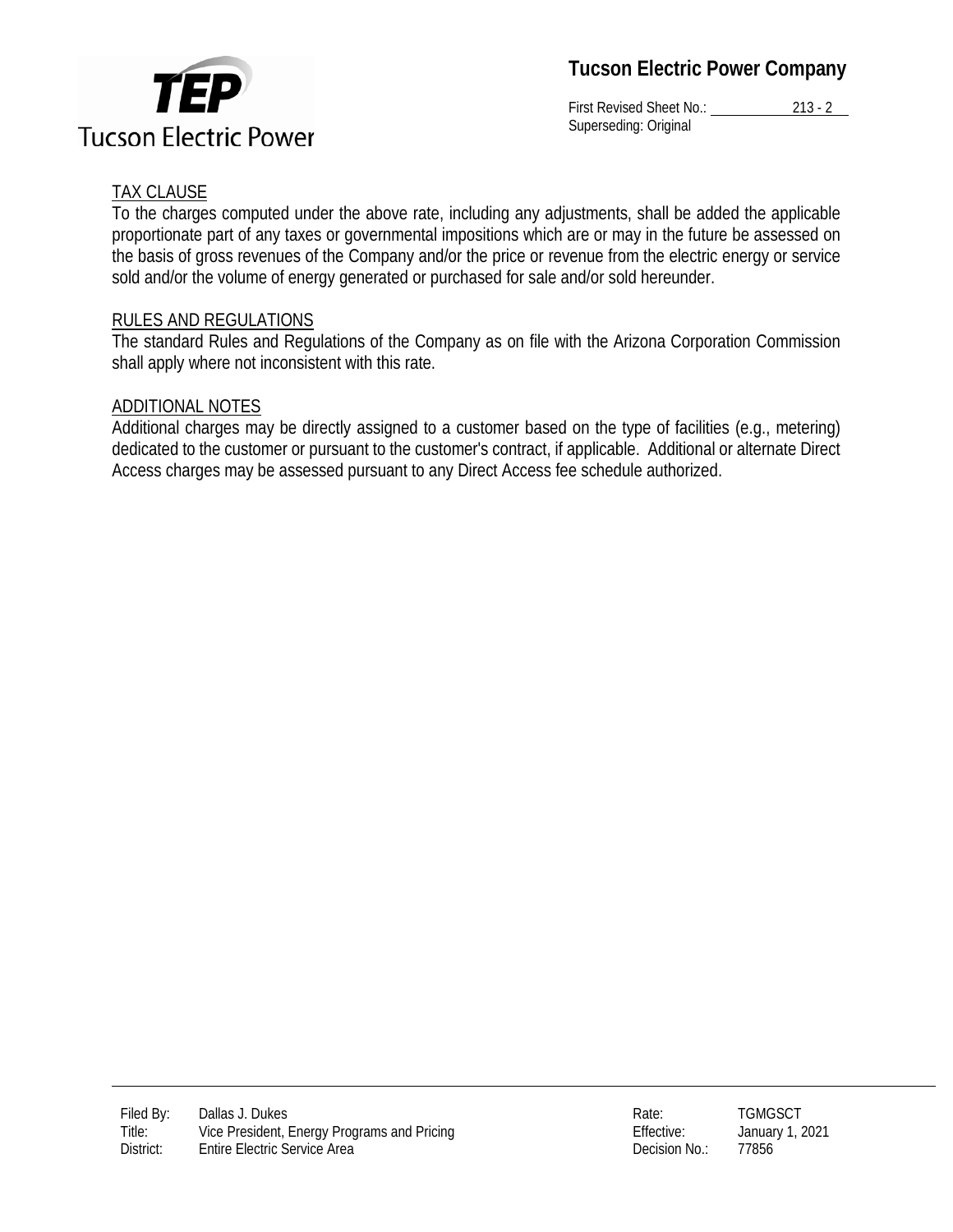## TAX CLAUSE

To the charges computed under the above rate, including any adjustments, shall be added the applicable proportionate part of any taxes or governmental impositions which are or may in the future be assessed on the basis of gross revenues of the Company and/or the price or revenue from the electric energy or service sold and/or the volume of energy generated or purchased for sale and/or sold hereunder.

## RULES AND REGULATIONS

The standard Rules and Regulations of the Company as on file with the Arizona Corporation Commission shall apply where not inconsistent with this rate.

## ADDITIONAL NOTES

Additional charges may be directly assigned to a customer based on the type of facilities (e.g., metering) dedicated to the customer or pursuant to the customer's contract, if applicable. Additional or alternate Direct Access charges may be assessed pursuant to any Direct Access fee schedule authorized.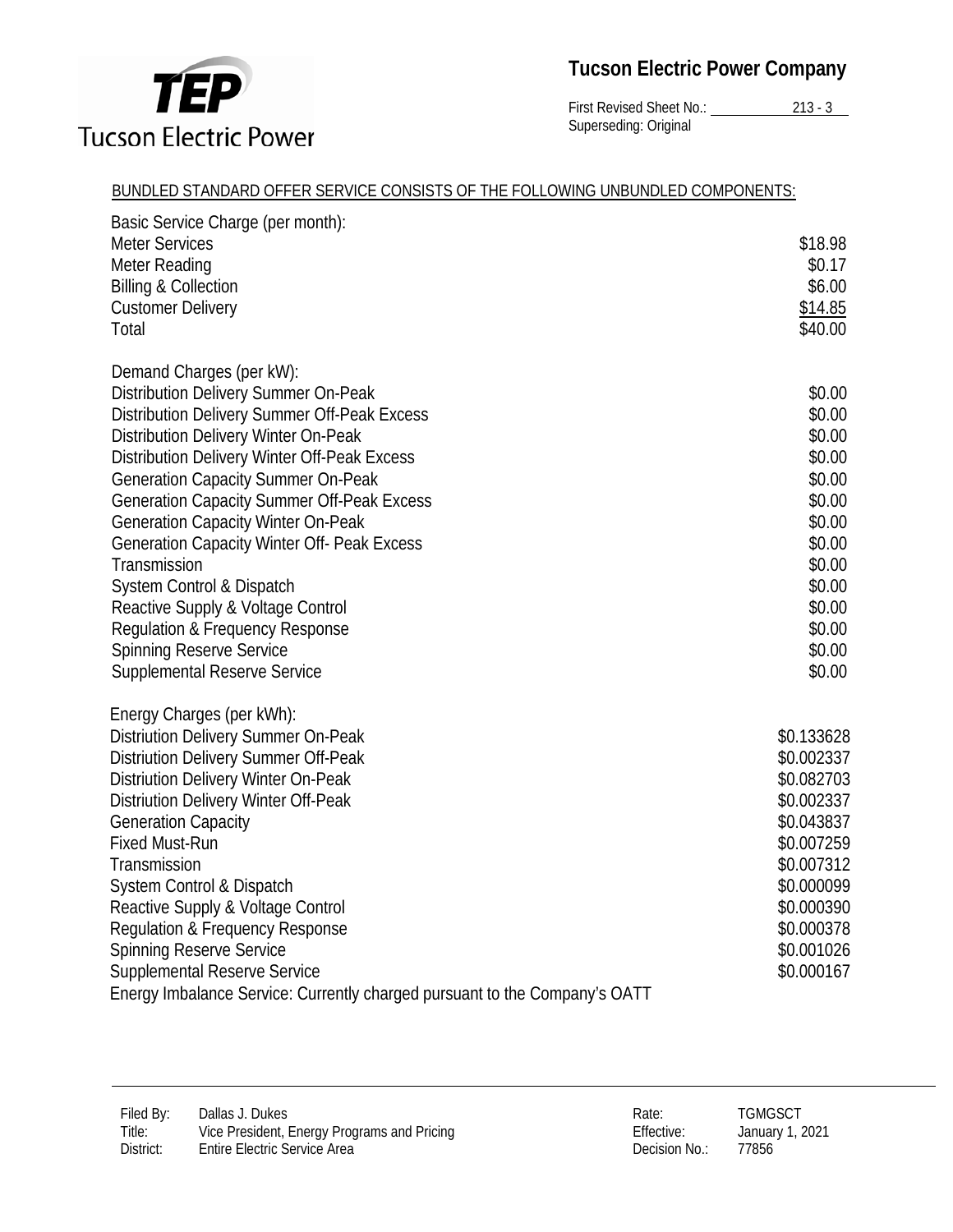**Tucson Electric Power Company**

First Revised Sheet No.: 213 - 3
Superseding: Original

BUNDLED STANDARD OFFER SERVICE CONSISTS OF THE FOLLOWING UNBUNDLED COMPONENTS:

| | |
|---|---|
| **Basic Service Charge (per month):** | |
| Meter Services | $18.98 |
| Meter Reading | $0.17 |
| Billing & Collection | $6.00 |
| Customer Delivery | $14.85 |
| Total | $40.00 |
| **Demand Charges (per kW):** | |
| Distribution Delivery Summer On-Peak | $0.00 |
| Distribution Delivery Summer Off-Peak Excess | $0.00 |
| Distribution Delivery Winter On-Peak | $0.00 |
| Distribution Delivery Winter Off-Peak Excess | $0.00 |
| Generation Capacity Summer On-Peak | $0.00 |
| Generation Capacity Summer Off-Peak Excess | $0.00 |
| Generation Capacity Winter On-Peak | $0.00 |
| Generation Capacity Winter Off- Peak Excess | $0.00 |
| Transmission | $0.00 |
| System Control & Dispatch | $0.00 |
| Reactive Supply & Voltage Control | $0.00 |
| Regulation & Frequency Response | $0.00 |
| Spinning Reserve Service | $0.00 |
| Supplemental Reserve Service | $0.00 |
| **Energy Charges (per kWh):** | |
| Distriution Delivery Summer On-Peak | $0.133628 |
| Distriution Delivery Summer Off-Peak | $0.002337 |
| Distriution Delivery Winter On-Peak | $0.082703 |
| Distriution Delivery Winter Off-Peak | $0.002337 |
| Generation Capacity | $0.043837 |
| Fixed Must-Run | $0.007259 |
| Transmission | $0.007312 |
| System Control & Dispatch | $0.000099 |
| Reactive Supply & Voltage Control | $0.000390 |
| Regulation & Frequency Response | $0.000378 |
| Spinning Reserve Service | $0.001026 |
| Supplemental Reserve Service | $0.000167 |

Energy Imbalance Service: Currently charged pursuant to the Company's OATT

| | | | |
|---|---|---|---|
| Filed By: | Dallas J. Dukes | Rate: | TGMGSCT |
| Title: | Vice President, Energy Programs and Pricing | Effective: | January 1, 2021 |
| District: | Entire Electric Service Area | Decision No.: | 77856 |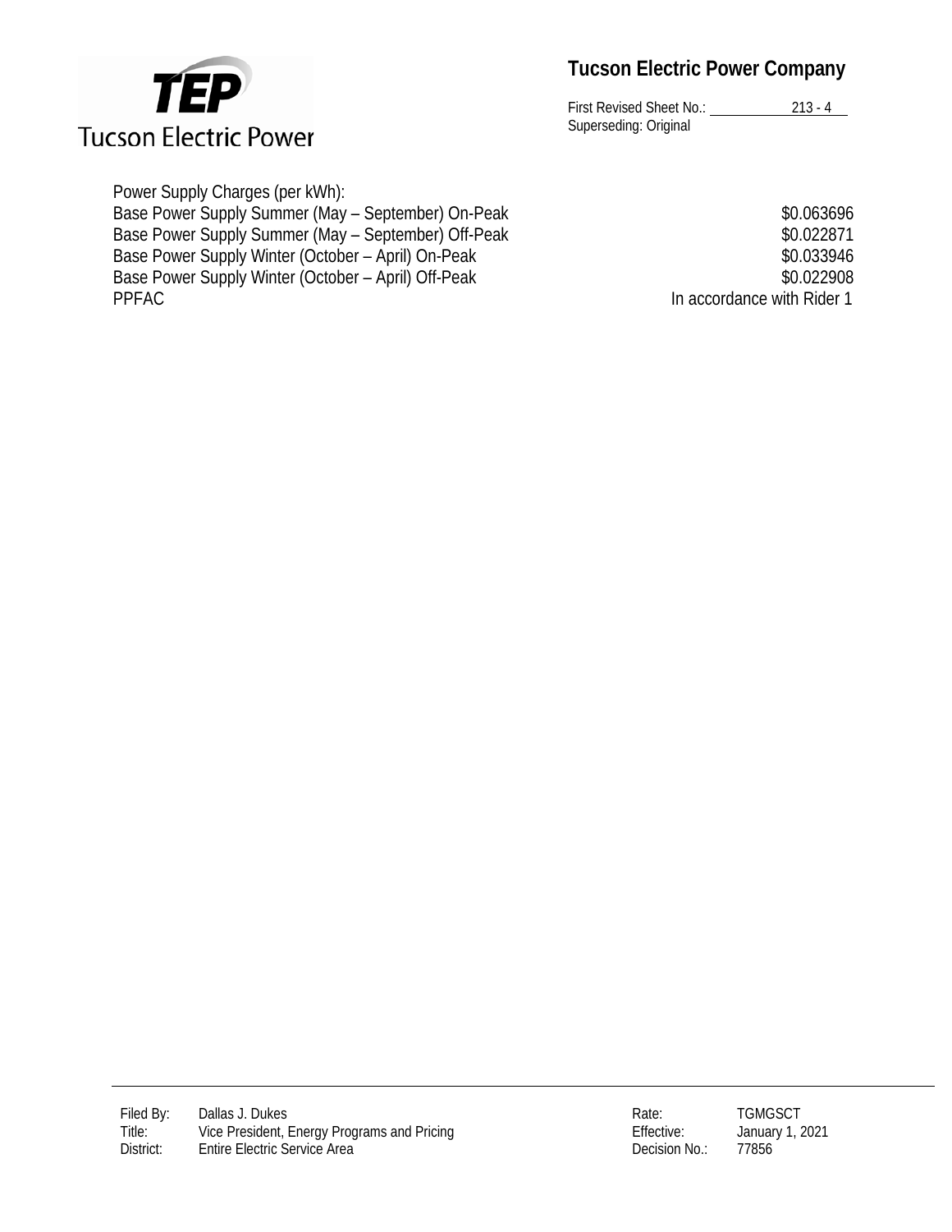**Tucson Electric Power Company**

First Revised Sheet No.: 213 - 4
Superseding: Original

| | |
|---|---|
| Power Supply Charges (per kWh): | |
| Base Power Supply Summer (May – September) On-Peak | $0.063696 |
| Base Power Supply Summer (May – September) Off-Peak | $0.022871 |
| Base Power Supply Winter (October – April) On-Peak | $0.033946 |
| Base Power Supply Winter (October – April) Off-Peak | $0.022908 |
| PPFAC | In accordance with Rider 1 |

| | | | |
|---|---|---|---|
| Filed By: | Dallas J. Dukes | Rate: | TGMGSCT |
| Title: | Vice President, Energy Programs and Pricing | Effective: | January 1, 2021 |
| District: | Entire Electric Service Area | Decision No.: | 77856 |